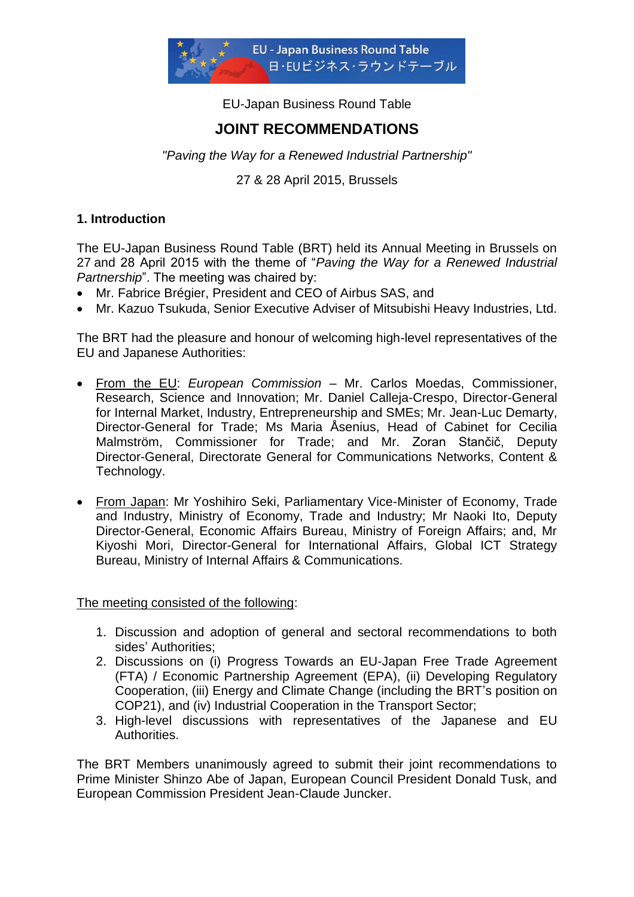EU-Japan Business Round Table

# JOINT RECOMMENDATIONS

*"Paving the Way for a Renewed Industrial Partnership"*

27 & 28 April 2015, Brussels

## 1. Introduction

The EU-Japan Business Round Table (BRT) held its Annual Meeting in Brussels on 27 and 28 April 2015 with the theme of "*Paving the Way for a Renewed Industrial Partnership*". The meeting was chaired by:

- Mr. Fabrice Brégier, President and CEO of Airbus SAS, and
- Mr. Kazuo Tsukuda, Senior Executive Adviser of Mitsubishi Heavy Industries, Ltd.

The BRT had the pleasure and honour of welcoming high-level representatives of the EU and Japanese Authorities:

- From the EU: *European Commission* – Mr. Carlos Moedas, Commissioner, Research, Science and Innovation; Mr. Daniel Calleja-Crespo, Director-General for Internal Market, Industry, Entrepreneurship and SMEs; Mr. Jean-Luc Demarty, Director-General for Trade; Ms Maria Åsenius, Head of Cabinet for Cecilia Malmström, Commissioner for Trade; and Mr. Zoran Stančič, Deputy Director-General, Directorate General for Communications Networks, Content & Technology.

- From Japan: Mr Yoshihiro Seki, Parliamentary Vice-Minister of Economy, Trade and Industry, Ministry of Economy, Trade and Industry; Mr Naoki Ito, Deputy Director-General, Economic Affairs Bureau, Ministry of Foreign Affairs; and, Mr Kiyoshi Mori, Director-General for International Affairs, Global ICT Strategy Bureau, Ministry of Internal Affairs & Communications.

The meeting consisted of the following:

1. Discussion and adoption of general and sectoral recommendations to both sides' Authorities;
2. Discussions on (i) Progress Towards an EU-Japan Free Trade Agreement (FTA) / Economic Partnership Agreement (EPA), (ii) Developing Regulatory Cooperation, (iii) Energy and Climate Change (including the BRT's position on COP21), and (iv) Industrial Cooperation in the Transport Sector;
3. High-level discussions with representatives of the Japanese and EU Authorities.

The BRT Members unanimously agreed to submit their joint recommendations to Prime Minister Shinzo Abe of Japan, European Council President Donald Tusk, and European Commission President Jean-Claude Juncker.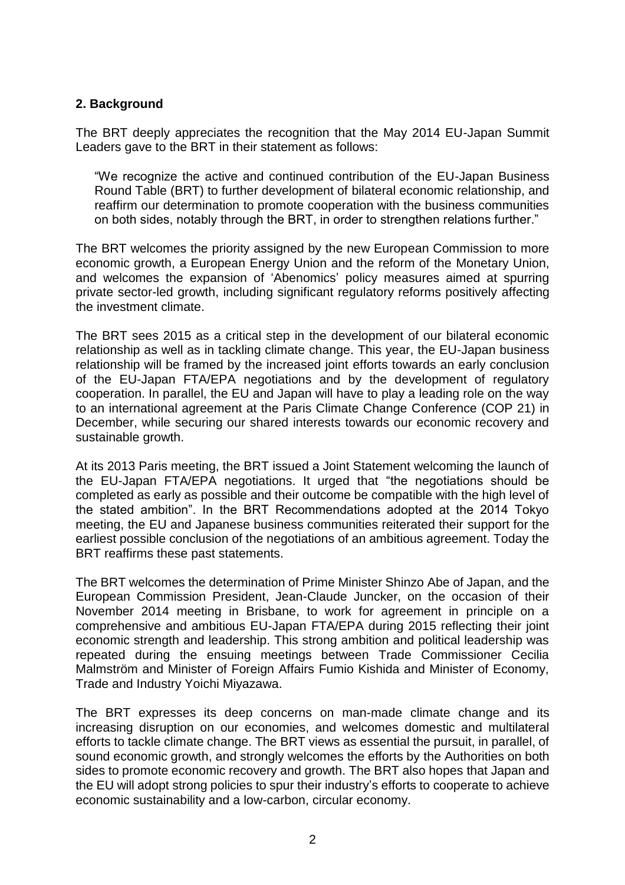## 2. Background

The BRT deeply appreciates the recognition that the May 2014 EU-Japan Summit Leaders gave to the BRT in their statement as follows:

> "We recognize the active and continued contribution of the EU-Japan Business Round Table (BRT) to further development of bilateral economic relationship, and reaffirm our determination to promote cooperation with the business communities on both sides, notably through the BRT, in order to strengthen relations further."

The BRT welcomes the priority assigned by the new European Commission to more economic growth, a European Energy Union and the reform of the Monetary Union, and welcomes the expansion of 'Abenomics' policy measures aimed at spurring private sector-led growth, including significant regulatory reforms positively affecting the investment climate.

The BRT sees 2015 as a critical step in the development of our bilateral economic relationship as well as in tackling climate change. This year, the EU-Japan business relationship will be framed by the increased joint efforts towards an early conclusion of the EU-Japan FTA/EPA negotiations and by the development of regulatory cooperation. In parallel, the EU and Japan will have to play a leading role on the way to an international agreement at the Paris Climate Change Conference (COP 21) in December, while securing our shared interests towards our economic recovery and sustainable growth.

At its 2013 Paris meeting, the BRT issued a Joint Statement welcoming the launch of the EU-Japan FTA/EPA negotiations. It urged that "the negotiations should be completed as early as possible and their outcome be compatible with the high level of the stated ambition". In the BRT Recommendations adopted at the 2014 Tokyo meeting, the EU and Japanese business communities reiterated their support for the earliest possible conclusion of the negotiations of an ambitious agreement. Today the BRT reaffirms these past statements.

The BRT welcomes the determination of Prime Minister Shinzo Abe of Japan, and the European Commission President, Jean-Claude Juncker, on the occasion of their November 2014 meeting in Brisbane, to work for agreement in principle on a comprehensive and ambitious EU-Japan FTA/EPA during 2015 reflecting their joint economic strength and leadership. This strong ambition and political leadership was repeated during the ensuing meetings between Trade Commissioner Cecilia Malmström and Minister of Foreign Affairs Fumio Kishida and Minister of Economy, Trade and Industry Yoichi Miyazawa.

The BRT expresses its deep concerns on man-made climate change and its increasing disruption on our economies, and welcomes domestic and multilateral efforts to tackle climate change. The BRT views as essential the pursuit, in parallel, of sound economic growth, and strongly welcomes the efforts by the Authorities on both sides to promote economic recovery and growth. The BRT also hopes that Japan and the EU will adopt strong policies to spur their industry's efforts to cooperate to achieve economic sustainability and a low-carbon, circular economy.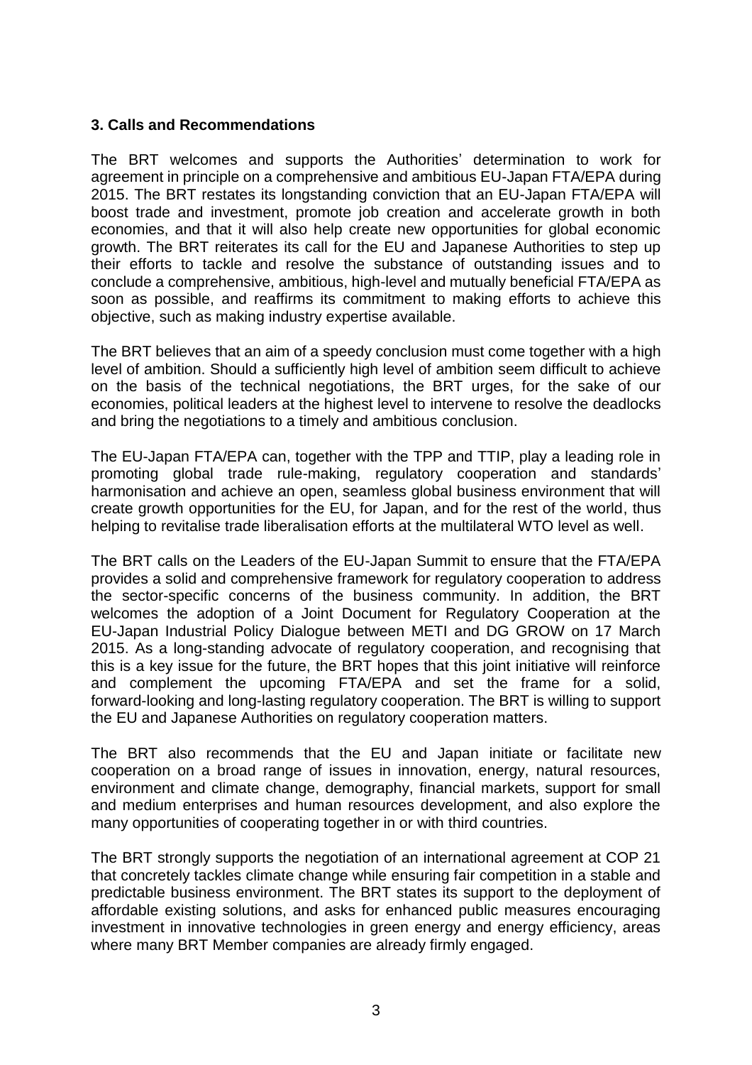### 3. Calls and Recommendations

The BRT welcomes and supports the Authorities' determination to work for agreement in principle on a comprehensive and ambitious EU-Japan FTA/EPA during 2015. The BRT restates its longstanding conviction that an EU-Japan FTA/EPA will boost trade and investment, promote job creation and accelerate growth in both economies, and that it will also help create new opportunities for global economic growth. The BRT reiterates its call for the EU and Japanese Authorities to step up their efforts to tackle and resolve the substance of outstanding issues and to conclude a comprehensive, ambitious, high-level and mutually beneficial FTA/EPA as soon as possible, and reaffirms its commitment to making efforts to achieve this objective, such as making industry expertise available.

The BRT believes that an aim of a speedy conclusion must come together with a high level of ambition. Should a sufficiently high level of ambition seem difficult to achieve on the basis of the technical negotiations, the BRT urges, for the sake of our economies, political leaders at the highest level to intervene to resolve the deadlocks and bring the negotiations to a timely and ambitious conclusion.

The EU-Japan FTA/EPA can, together with the TPP and TTIP, play a leading role in promoting global trade rule-making, regulatory cooperation and standards' harmonisation and achieve an open, seamless global business environment that will create growth opportunities for the EU, for Japan, and for the rest of the world, thus helping to revitalise trade liberalisation efforts at the multilateral WTO level as well.

The BRT calls on the Leaders of the EU-Japan Summit to ensure that the FTA/EPA provides a solid and comprehensive framework for regulatory cooperation to address the sector-specific concerns of the business community. In addition, the BRT welcomes the adoption of a Joint Document for Regulatory Cooperation at the EU-Japan Industrial Policy Dialogue between METI and DG GROW on 17 March 2015. As a long-standing advocate of regulatory cooperation, and recognising that this is a key issue for the future, the BRT hopes that this joint initiative will reinforce and complement the upcoming FTA/EPA and set the frame for a solid, forward-looking and long-lasting regulatory cooperation. The BRT is willing to support the EU and Japanese Authorities on regulatory cooperation matters.

The BRT also recommends that the EU and Japan initiate or facilitate new cooperation on a broad range of issues in innovation, energy, natural resources, environment and climate change, demography, financial markets, support for small and medium enterprises and human resources development, and also explore the many opportunities of cooperating together in or with third countries.

The BRT strongly supports the negotiation of an international agreement at COP 21 that concretely tackles climate change while ensuring fair competition in a stable and predictable business environment. The BRT states its support to the deployment of affordable existing solutions, and asks for enhanced public measures encouraging investment in innovative technologies in green energy and energy efficiency, areas where many BRT Member companies are already firmly engaged.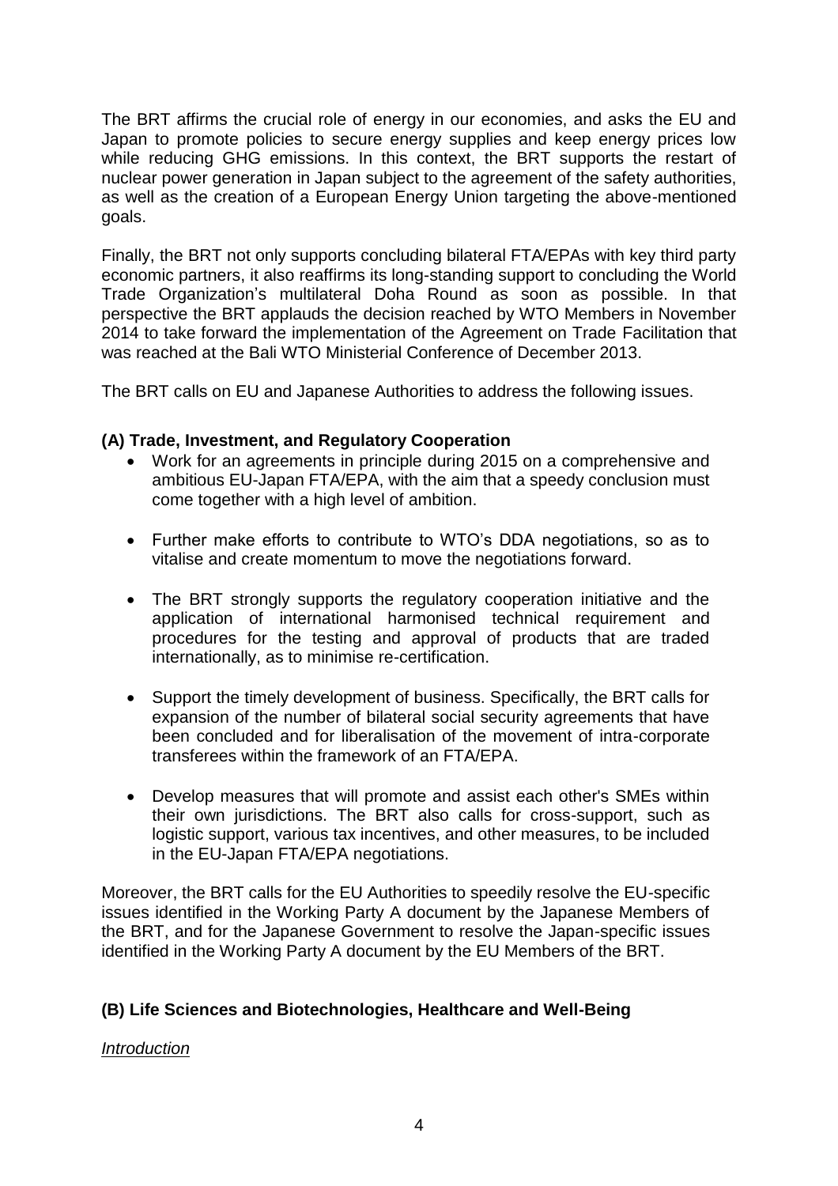The BRT affirms the crucial role of energy in our economies, and asks the EU and Japan to promote policies to secure energy supplies and keep energy prices low while reducing GHG emissions. In this context, the BRT supports the restart of nuclear power generation in Japan subject to the agreement of the safety authorities, as well as the creation of a European Energy Union targeting the above-mentioned goals.

Finally, the BRT not only supports concluding bilateral FTA/EPAs with key third party economic partners, it also reaffirms its long-standing support to concluding the World Trade Organization's multilateral Doha Round as soon as possible. In that perspective the BRT applauds the decision reached by WTO Members in November 2014 to take forward the implementation of the Agreement on Trade Facilitation that was reached at the Bali WTO Ministerial Conference of December 2013.

The BRT calls on EU and Japanese Authorities to address the following issues.

### (A) Trade, Investment, and Regulatory Cooperation

- Work for an agreements in principle during 2015 on a comprehensive and ambitious EU-Japan FTA/EPA, with the aim that a speedy conclusion must come together with a high level of ambition.

- Further make efforts to contribute to WTO's DDA negotiations, so as to vitalise and create momentum to move the negotiations forward.

- The BRT strongly supports the regulatory cooperation initiative and the application of international harmonised technical requirement and procedures for the testing and approval of products that are traded internationally, as to minimise re-certification.

- Support the timely development of business. Specifically, the BRT calls for expansion of the number of bilateral social security agreements that have been concluded and for liberalisation of the movement of intra-corporate transferees within the framework of an FTA/EPA.

- Develop measures that will promote and assist each other's SMEs within their own jurisdictions. The BRT also calls for cross-support, such as logistic support, various tax incentives, and other measures, to be included in the EU-Japan FTA/EPA negotiations.

Moreover, the BRT calls for the EU Authorities to speedily resolve the EU-specific issues identified in the Working Party A document by the Japanese Members of the BRT, and for the Japanese Government to resolve the Japan-specific issues identified in the Working Party A document by the EU Members of the BRT.

### (B) Life Sciences and Biotechnologies, Healthcare and Well-Being

*Introduction*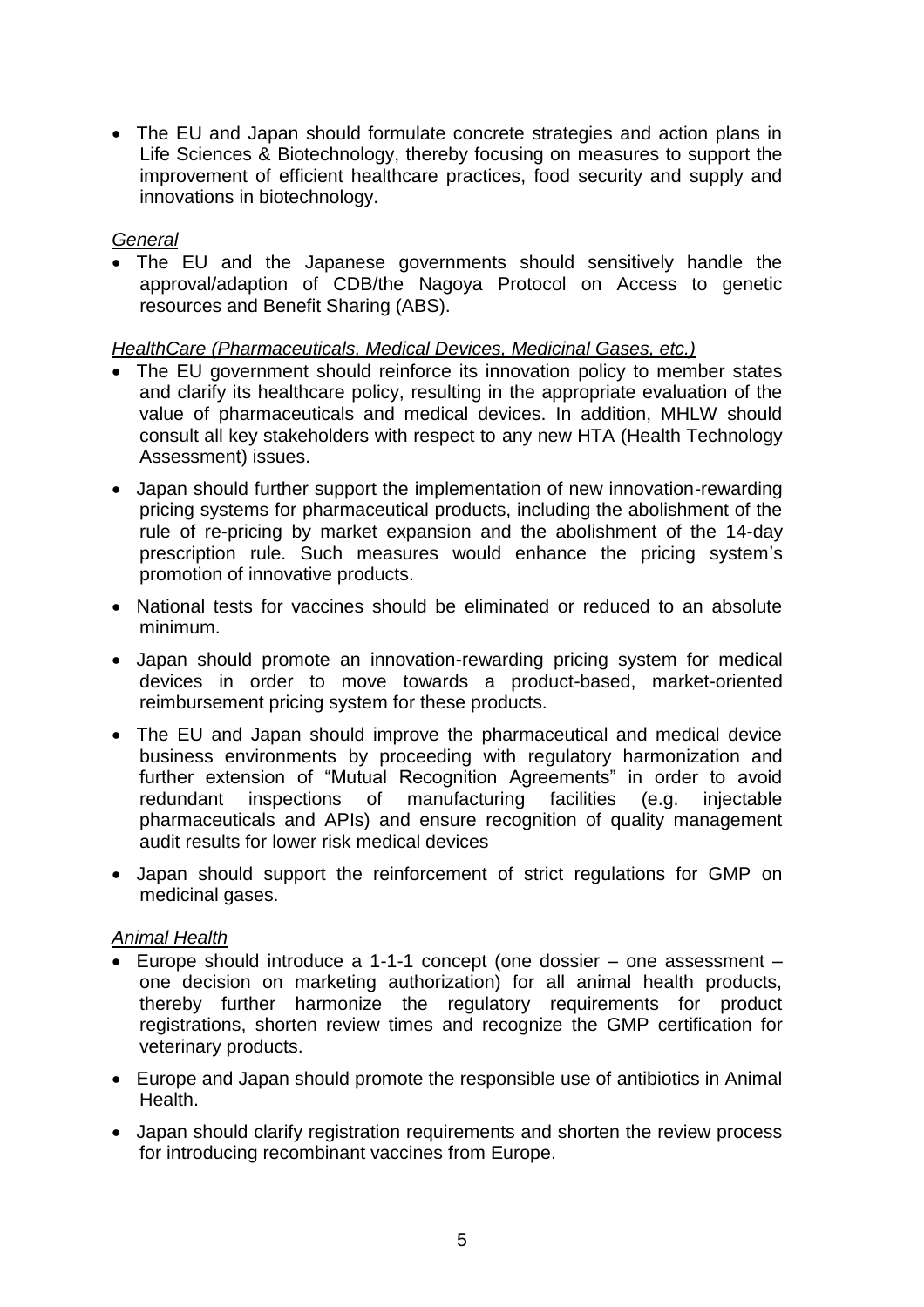- The EU and Japan should formulate concrete strategies and action plans in Life Sciences & Biotechnology, thereby focusing on measures to support the improvement of efficient healthcare practices, food security and supply and innovations in biotechnology.

*General*

- The EU and the Japanese governments should sensitively handle the approval/adaption of CDB/the Nagoya Protocol on Access to genetic resources and Benefit Sharing (ABS).

*HealthCare (Pharmaceuticals, Medical Devices, Medicinal Gases, etc.)*

- The EU government should reinforce its innovation policy to member states and clarify its healthcare policy, resulting in the appropriate evaluation of the value of pharmaceuticals and medical devices. In addition, MHLW should consult all key stakeholders with respect to any new HTA (Health Technology Assessment) issues.
- Japan should further support the implementation of new innovation-rewarding pricing systems for pharmaceutical products, including the abolishment of the rule of re-pricing by market expansion and the abolishment of the 14-day prescription rule. Such measures would enhance the pricing system's promotion of innovative products.
- National tests for vaccines should be eliminated or reduced to an absolute minimum.
- Japan should promote an innovation-rewarding pricing system for medical devices in order to move towards a product-based, market-oriented reimbursement pricing system for these products.
- The EU and Japan should improve the pharmaceutical and medical device business environments by proceeding with regulatory harmonization and further extension of "Mutual Recognition Agreements" in order to avoid redundant inspections of manufacturing facilities (e.g. injectable pharmaceuticals and APIs) and ensure recognition of quality management audit results for lower risk medical devices
- Japan should support the reinforcement of strict regulations for GMP on medicinal gases.

*Animal Health*

- Europe should introduce a 1-1-1 concept (one dossier – one assessment – one decision on marketing authorization) for all animal health products, thereby further harmonize the regulatory requirements for product registrations, shorten review times and recognize the GMP certification for veterinary products.
- Europe and Japan should promote the responsible use of antibiotics in Animal Health.
- Japan should clarify registration requirements and shorten the review process for introducing recombinant vaccines from Europe.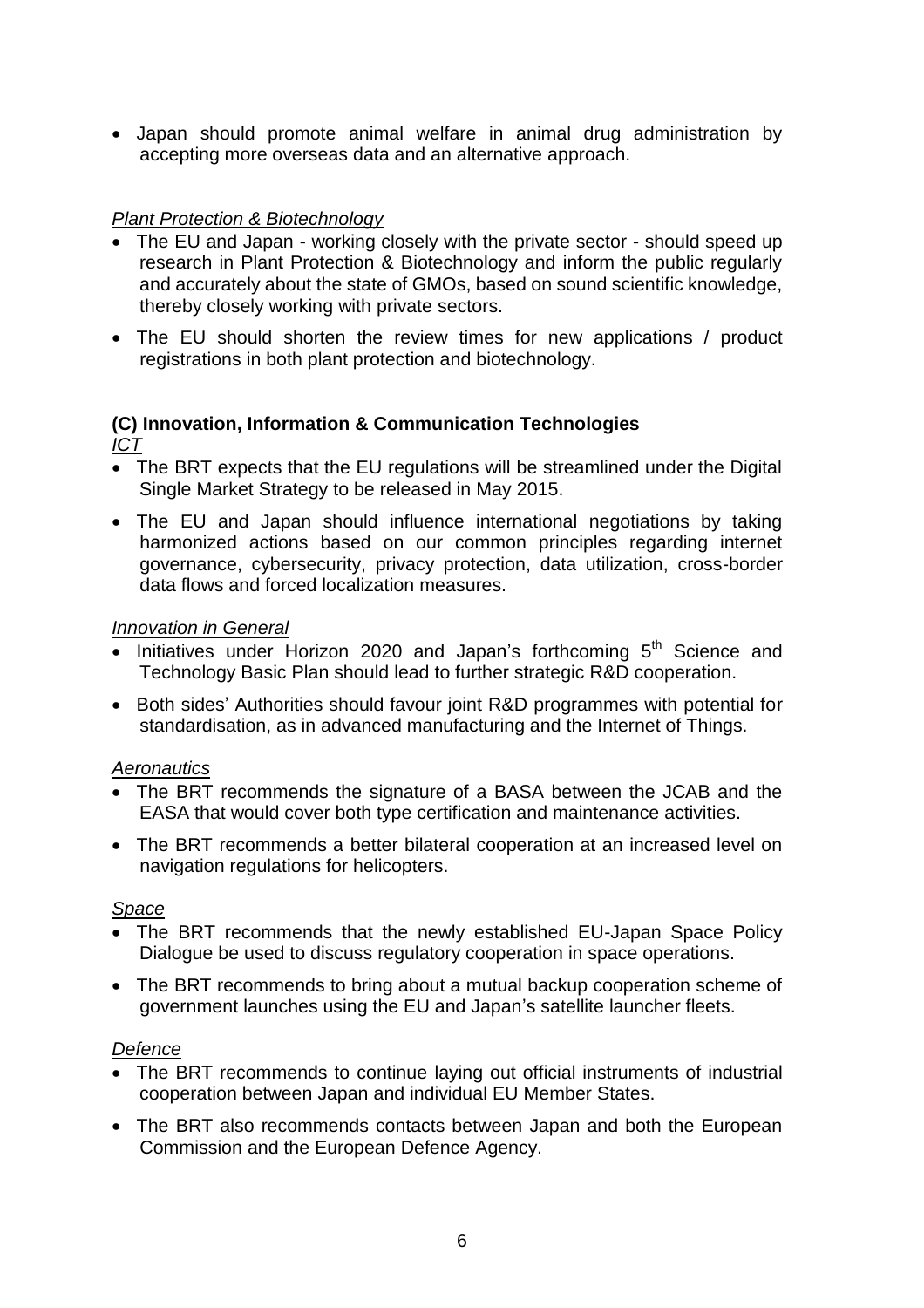- Japan should promote animal welfare in animal drug administration by accepting more overseas data and an alternative approach.

*Plant Protection & Biotechnology*

- The EU and Japan - working closely with the private sector - should speed up research in Plant Protection & Biotechnology and inform the public regularly and accurately about the state of GMOs, based on sound scientific knowledge, thereby closely working with private sectors.
- The EU should shorten the review times for new applications / product registrations in both plant protection and biotechnology.

**(C) Innovation, Information & Communication Technologies**

*ICT*

- The BRT expects that the EU regulations will be streamlined under the Digital Single Market Strategy to be released in May 2015.
- The EU and Japan should influence international negotiations by taking harmonized actions based on our common principles regarding internet governance, cybersecurity, privacy protection, data utilization, cross-border data flows and forced localization measures.

*Innovation in General*

- Initiatives under Horizon 2020 and Japan's forthcoming 5th Science and Technology Basic Plan should lead to further strategic R&D cooperation.
- Both sides' Authorities should favour joint R&D programmes with potential for standardisation, as in advanced manufacturing and the Internet of Things.

*Aeronautics*

- The BRT recommends the signature of a BASA between the JCAB and the EASA that would cover both type certification and maintenance activities.
- The BRT recommends a better bilateral cooperation at an increased level on navigation regulations for helicopters.

*Space*

- The BRT recommends that the newly established EU-Japan Space Policy Dialogue be used to discuss regulatory cooperation in space operations.
- The BRT recommends to bring about a mutual backup cooperation scheme of government launches using the EU and Japan's satellite launcher fleets.

*Defence*

- The BRT recommends to continue laying out official instruments of industrial cooperation between Japan and individual EU Member States.
- The BRT also recommends contacts between Japan and both the European Commission and the European Defence Agency.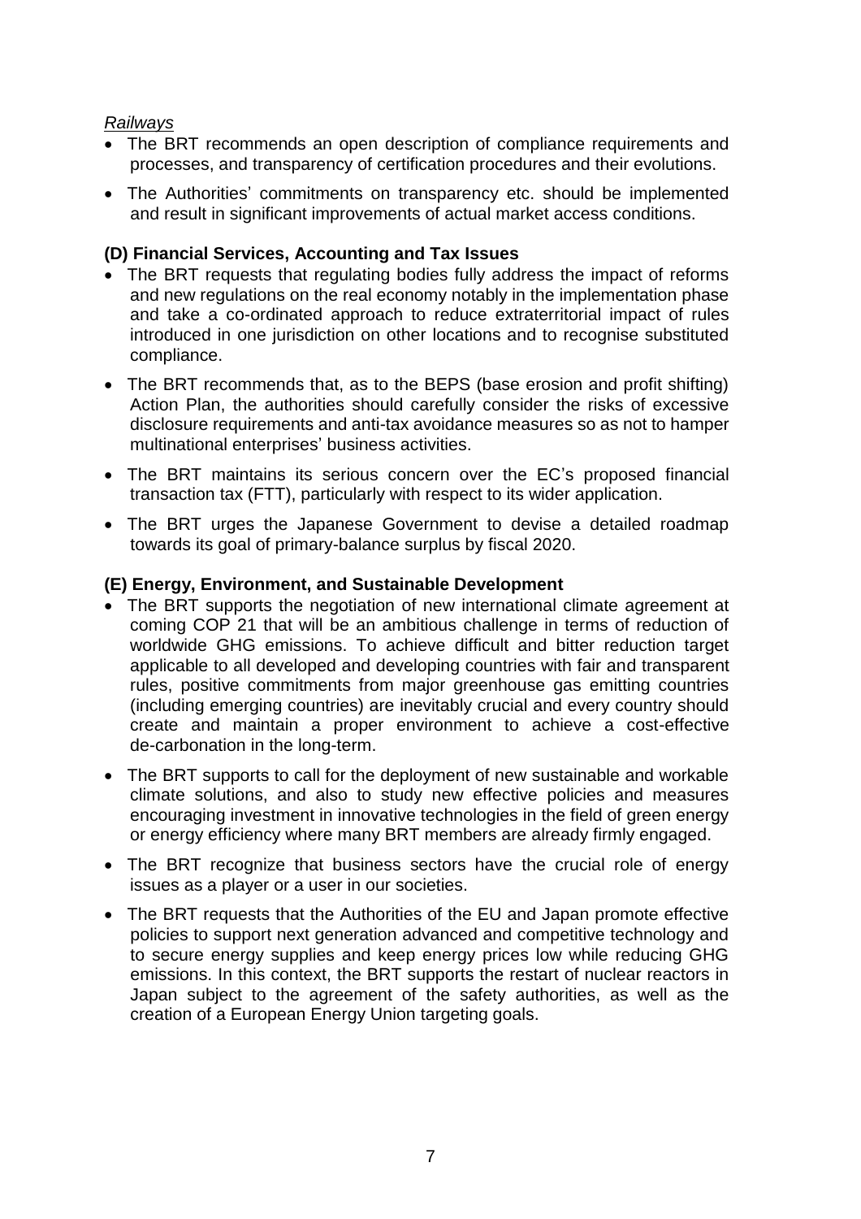*Railways*

- The BRT recommends an open description of compliance requirements and processes, and transparency of certification procedures and their evolutions.
- The Authorities' commitments on transparency etc. should be implemented and result in significant improvements of actual market access conditions.

**(D) Financial Services, Accounting and Tax Issues**

- The BRT requests that regulating bodies fully address the impact of reforms and new regulations on the real economy notably in the implementation phase and take a co-ordinated approach to reduce extraterritorial impact of rules introduced in one jurisdiction on other locations and to recognise substituted compliance.
- The BRT recommends that, as to the BEPS (base erosion and profit shifting) Action Plan, the authorities should carefully consider the risks of excessive disclosure requirements and anti-tax avoidance measures so as not to hamper multinational enterprises' business activities.
- The BRT maintains its serious concern over the EC's proposed financial transaction tax (FTT), particularly with respect to its wider application.
- The BRT urges the Japanese Government to devise a detailed roadmap towards its goal of primary-balance surplus by fiscal 2020.

**(E) Energy, Environment, and Sustainable Development**

- The BRT supports the negotiation of new international climate agreement at coming COP 21 that will be an ambitious challenge in terms of reduction of worldwide GHG emissions. To achieve difficult and bitter reduction target applicable to all developed and developing countries with fair and transparent rules, positive commitments from major greenhouse gas emitting countries (including emerging countries) are inevitably crucial and every country should create and maintain a proper environment to achieve a cost-effective de-carbonation in the long-term.
- The BRT supports to call for the deployment of new sustainable and workable climate solutions, and also to study new effective policies and measures encouraging investment in innovative technologies in the field of green energy or energy efficiency where many BRT members are already firmly engaged.
- The BRT recognize that business sectors have the crucial role of energy issues as a player or a user in our societies.
- The BRT requests that the Authorities of the EU and Japan promote effective policies to support next generation advanced and competitive technology and to secure energy supplies and keep energy prices low while reducing GHG emissions. In this context, the BRT supports the restart of nuclear reactors in Japan subject to the agreement of the safety authorities, as well as the creation of a European Energy Union targeting goals.